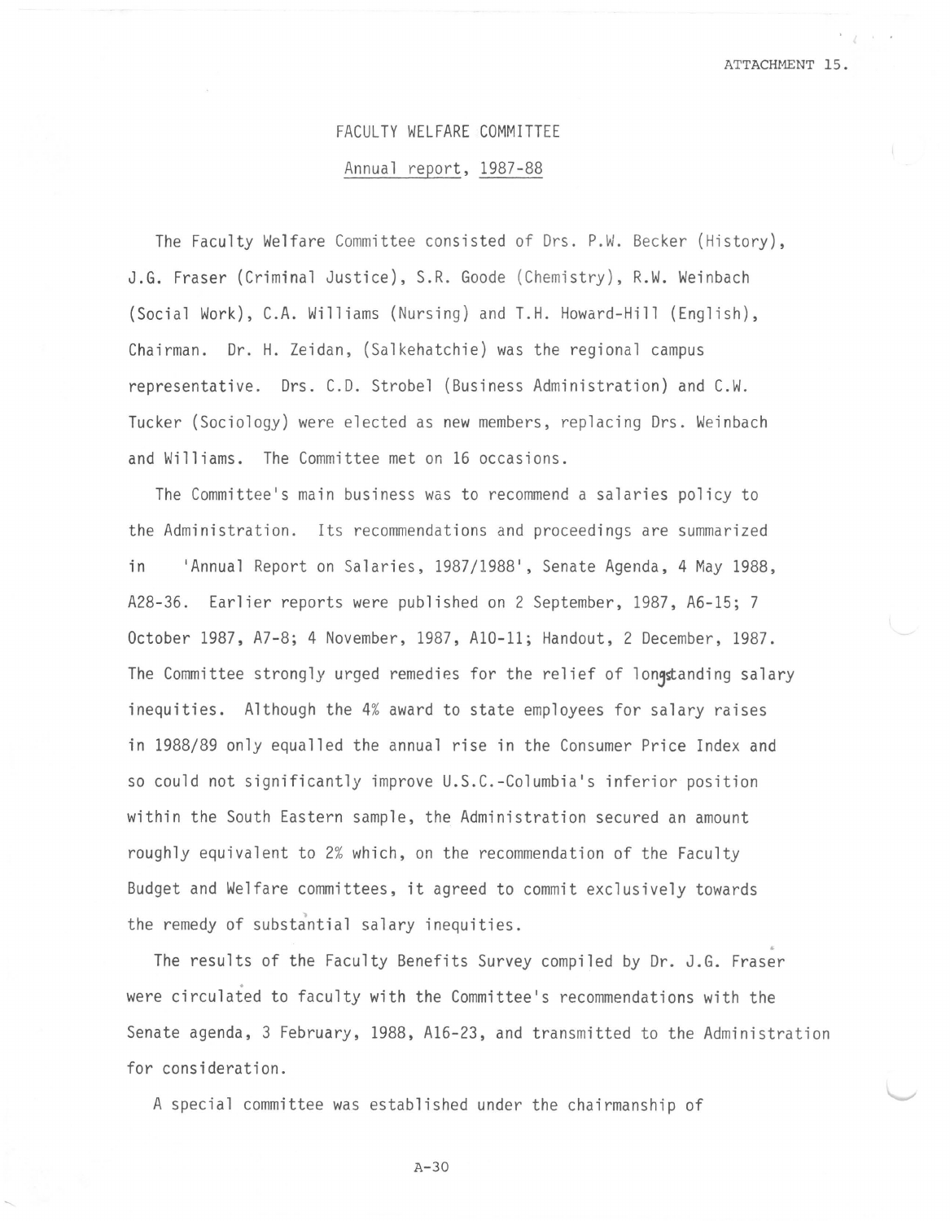ATTACHMENT 15.

# FACULTY WELFARE COMMITTEE

## Annual report, 1987-88

The Faculty Welfare Committee consisted of Drs. P.W. Becker (History), J.G. Fraser (Criminal Justice), S.R. Goode (Chemistry), R.W. Weinbach (Social Work), C.A. Williams (Nursing) and T.H. Howard-Hill (English), Chairman. Dr. H. Zeidan, (Salkehatchie) was the regional campus representative. Drs. C.D. Strobel (Business Administration) and C.W. Tucker (Sociology) were elected as new members, replacing Drs. Weinbach and Williams. The Committee met on 16 occasions.

The Committee's main business was to recommend a salaries policy to the Administration. Its recommendations and proceedings are summarized in 'Annual Report on Salaries, 1987/1988', Senate Agenda, 4 May 1988, A28-36. Earlier reports were published on 2 September, 1987, A6-15; 7 October 1987, A7-8; 4 November, 1987, A10-11; Handout, 2 December, 1987. The Committee strongly urged remedies for the relief of longstanding salary inequities. Although the 4% award to state employees for salary raises in 1988/89 only equalled the annual rise in the Consumer Price Index and so could not significantly improve U.S.C.-Columbia's inferior position within the South Eastern sample, the Administration secured an amount roughly equivalent to 2% which, on the recommendation of the Faculty Budget and Welfare committees, it agreed to commit exclusively towards the remedy of substantial salary inequities.

The results of the Faculty Benefits Survey compiled by Dr. J.G. Fraser were circulated to faculty with the Committee's recommendations with the Senate agenda, 3 February, 1988, A16-23, and transmitted to the Administration for consideration.

A special committee was established under the chairmanship of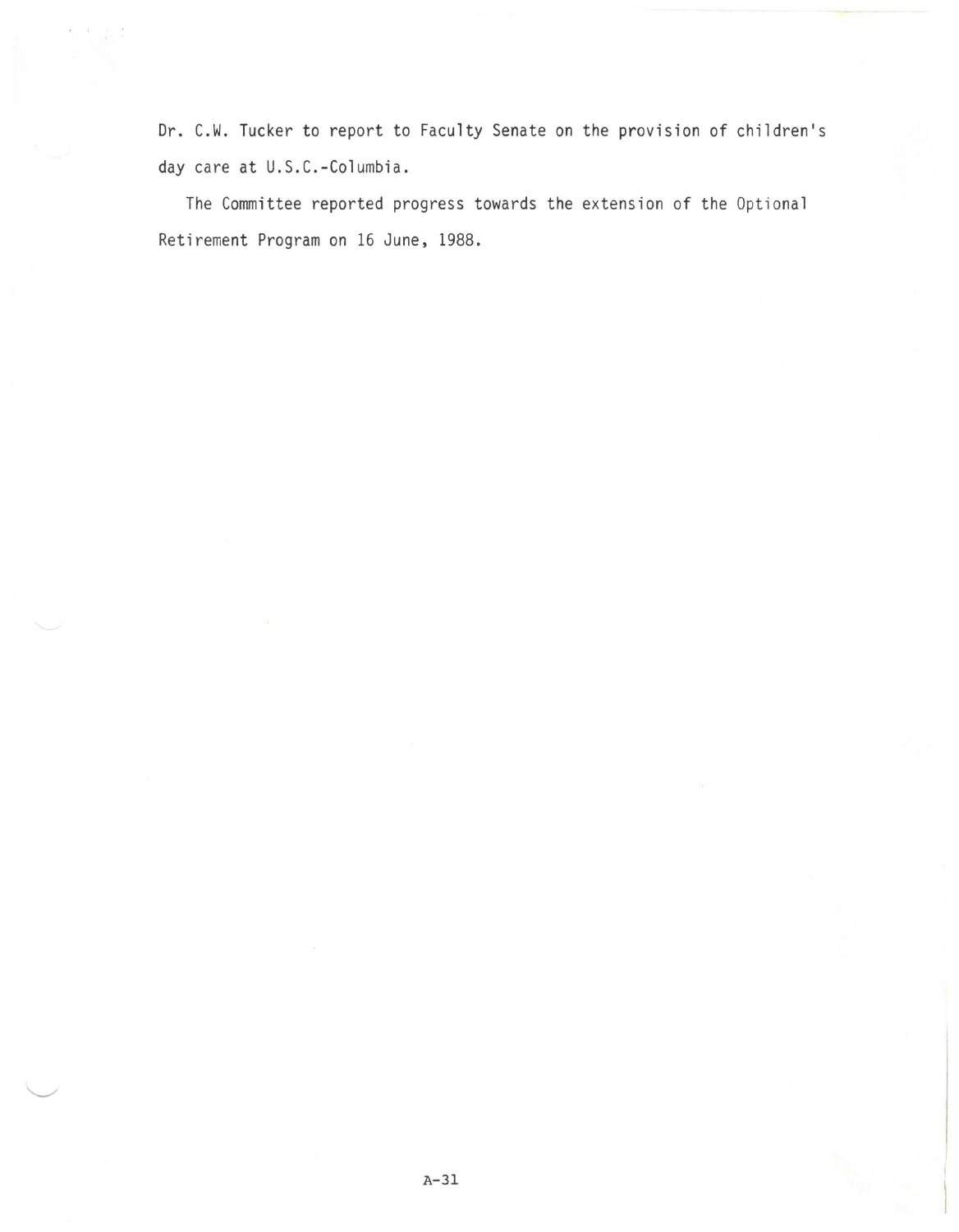Dr. C.W. Tucker to report to Faculty Senate on the provision of children's day care at U.S.C.-Columbia.

The Committee reported progress towards the extension of the Optional Retirement Program on 16 June, 1988.